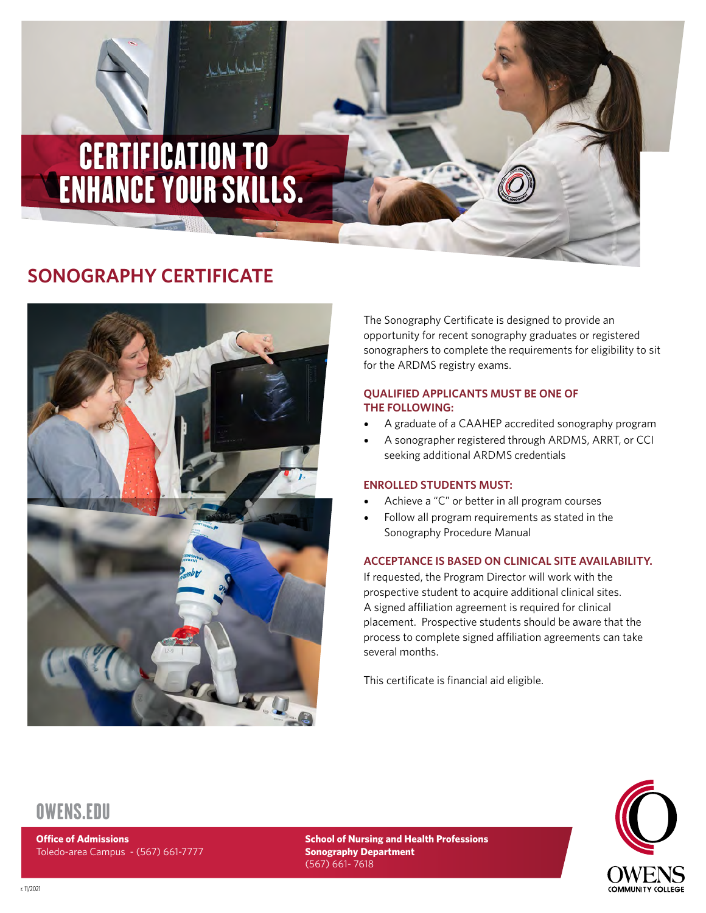# CERTIFICATION TO ENHANCE YOUR SKILLS.

## SONOGRAPHY CERTIFICATE

The Sonography Certificate is designed to provide an opportunity for recent sonography graduates or registered sonographers to complete the requirements for eligibility to sit for the ARDMS registry exams.

### QUALIFIED APPLICANTS MUST BE ONE OF THE FOLLOWING:

- A graduate of a CAAHEP accredited sonography program
- A sonographer registered through ARDMS, ARRT, or CCI seeking additional ARDMS credentials

### ENROLLED STUDENTS MUST:

- Achieve a "C" or better in all program courses
- Follow all program requirements as stated in the Sonography Procedure Manual

### ACCEPTANCE IS BASED ON CLINICAL SITE AVAILABILITY.

If requested, the Program Director will work with the prospective student to acquire additional clinical sites. A signed affiliation agreement is required for clinical placement. Prospective students should be aware that the process to complete signed affiliation agreements can take several months.

This certificate is financial aid eligible.

OWENS.EDU

**Office of Admissions**
Toledo-area Campus - (567) 661-7777

**School of Nursing and Health Professions**
**Sonography Department**
(567) 661- 7618

OWENS COMMUNITY COLLEGE

r. 11/2021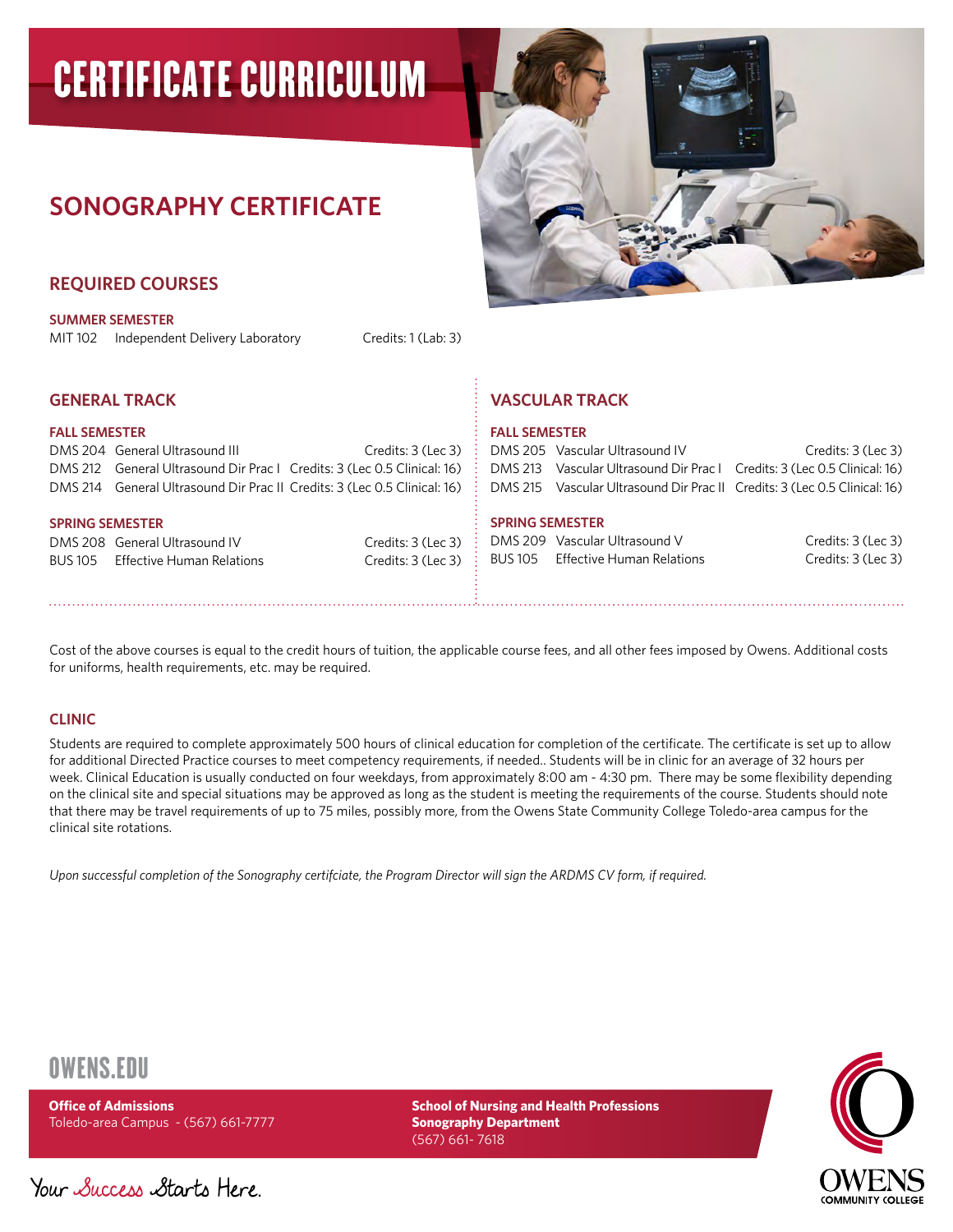# CERTIFICATE CURRICULUM

## SONOGRAPHY CERTIFICATE

### REQUIRED COURSES

**SUMMER SEMESTER**

| | | |
|---|---|---|
| MIT 102 | Independent Delivery Laboratory | Credits: 1 (Lab: 3) |

### GENERAL TRACK

**FALL SEMESTER**

| | | |
|---|---|---|
| DMS 204 | General Ultrasound III | Credits: 3 (Lec 3) |
| DMS 212 | General Ultrasound Dir Prac I | Credits: 3 (Lec 0.5 Clinical: 16) |
| DMS 214 | General Ultrasound Dir Prac II | Credits: 3 (Lec 0.5 Clinical: 16) |

**SPRING SEMESTER**

| | | |
|---|---|---|
| DMS 208 | General Ultrasound IV | Credits: 3 (Lec 3) |
| BUS 105 | Effective Human Relations | Credits: 3 (Lec 3) |

### VASCULAR TRACK

**FALL SEMESTER**

| | | |
|---|---|---|
| DMS 205 | Vascular Ultrasound IV | Credits: 3 (Lec 3) |
| DMS 213 | Vascular Ultrasound Dir Prac I | Credits: 3 (Lec 0.5 Clinical: 16) |
| DMS 215 | Vascular Ultrasound Dir Prac II | Credits: 3 (Lec 0.5 Clinical: 16) |

**SPRING SEMESTER**

| | | |
|---|---|---|
| DMS 209 | Vascular Ultrasound V | Credits: 3 (Lec 3) |
| BUS 105 | Effective Human Relations | Credits: 3 (Lec 3) |

Cost of the above courses is equal to the credit hours of tuition, the applicable course fees, and all other fees imposed by Owens. Additional costs for uniforms, health requirements, etc. may be required.

### CLINIC

Students are required to complete approximately 500 hours of clinical education for completion of the certificate. The certificate is set up to allow for additional Directed Practice courses to meet competency requirements, if needed.. Students will be in clinic for an average of 32 hours per week. Clinical Education is usually conducted on four weekdays, from approximately 8:00 am - 4:30 pm. There may be some flexibility depending on the clinical site and special situations may be approved as long as the student is meeting the requirements of the course. Students should note that there may be travel requirements of up to 75 miles, possibly more, from the Owens State Community College Toledo-area campus for the clinical site rotations.

*Upon successful completion of the Sonography certifciate, the Program Director will sign the ARDMS CV form, if required.*

**OWENS.EDU**

**Office of Admissions**
Toledo-area Campus - (567) 661-7777

**School of Nursing and Health Professions**
**Sonography Department**
(567) 661- 7618

Your Success Starts Here.

OWENS COMMUNITY COLLEGE